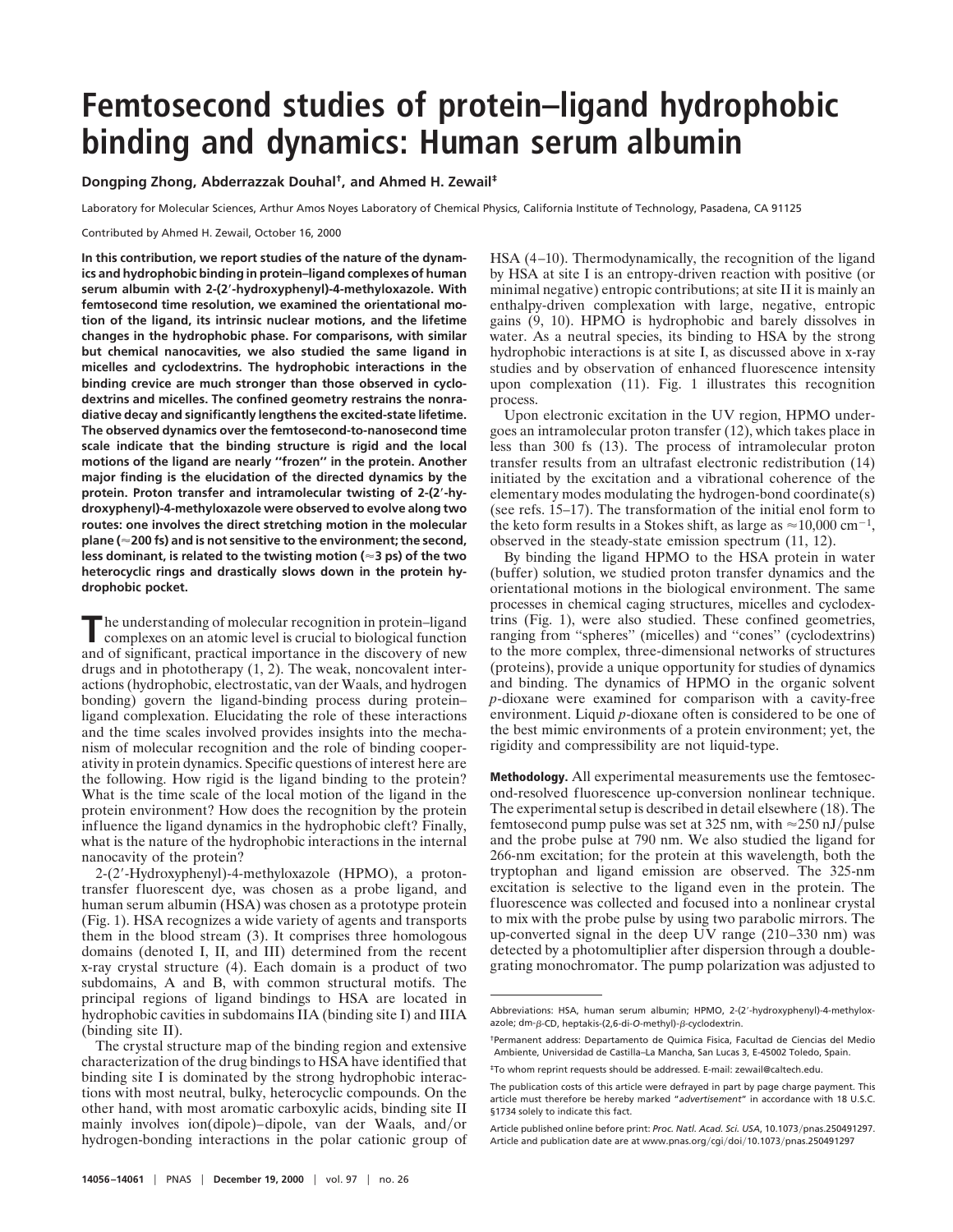# Femtosecond studies of protein–ligand hydrophobic binding and dynamics: Human serum albumin

**Dongping Zhong, Abderrazzak Douhal[†], and Ahmed H. Zewail[‡]**

Laboratory for Molecular Sciences, Arthur Amos Noyes Laboratory of Chemical Physics, California Institute of Technology, Pasadena, CA 91125

Contributed by Ahmed H. Zewail, October 16, 2000

**In this contribution, we report studies of the nature of the dynamics and hydrophobic binding in protein–ligand complexes of human serum albumin with 2-(2′-hydroxyphenyl)-4-methyloxazole. With femtosecond time resolution, we examined the orientational motion of the ligand, its intrinsic nuclear motions, and the lifetime changes in the hydrophobic phase. For comparisons, with similar but chemical nanocavities, we also studied the same ligand in micelles and cyclodextrins. The hydrophobic interactions in the binding crevice are much stronger than those observed in cyclodextrins and micelles. The confined geometry restrains the nonradiative decay and significantly lengthens the excited-state lifetime. The observed dynamics over the femtosecond-to-nanosecond time scale indicate that the binding structure is rigid and the local motions of the ligand are nearly "frozen" in the protein. Another major finding is the elucidation of the directed dynamics by the protein. Proton transfer and intramolecular twisting of 2-(2′-hydroxyphenyl)-4-methyloxazole were observed to evolve along two routes: one involves the direct stretching motion in the molecular plane (≈200 fs) and is not sensitive to the environment; the second, less dominant, is related to the twisting motion (≈3 ps) of the two heterocyclic rings and drastically slows down in the protein hydrophobic pocket.**

The understanding of molecular recognition in protein–ligand complexes on an atomic level is crucial to biological function and of significant, practical importance in the discovery of new drugs and in phototherapy (1, 2). The weak, noncovalent interactions (hydrophobic, electrostatic, van der Waals, and hydrogen bonding) govern the ligand-binding process during protein–ligand complexation. Elucidating the role of these interactions and the time scales involved provides insights into the mechanism of molecular recognition and the role of binding cooperativity in protein dynamics. Specific questions of interest here are the following. How rigid is the ligand binding to the protein? What is the time scale of the local motion of the ligand in the protein environment? How does the recognition by the protein influence the ligand dynamics in the hydrophobic cleft? Finally, what is the nature of the hydrophobic interactions in the internal nanocavity of the protein?

2-(2′-Hydroxyphenyl)-4-methyloxazole (HPMO), a proton-transfer fluorescent dye, was chosen as a probe ligand, and human serum albumin (HSA) was chosen as a prototype protein (Fig. 1). HSA recognizes a wide variety of agents and transports them in the blood stream (3). It comprises three homologous domains (denoted I, II, and III) determined from the recent x-ray crystal structure (4). Each domain is a product of two subdomains, A and B, with common structural motifs. The principal regions of ligand bindings to HSA are located in hydrophobic cavities in subdomains IIA (binding site I) and IIIA (binding site II).

The crystal structure map of the binding region and extensive characterization of the drug bindings to HSA have identified that binding site I is dominated by the strong hydrophobic interactions with most neutral, bulky, heterocyclic compounds. On the other hand, with most aromatic carboxylic acids, binding site II mainly involves ion(dipole)–dipole, van der Waals, and/or hydrogen-bonding interactions in the polar cationic group of HSA (4–10). Thermodynamically, the recognition of the ligand by HSA at site I is an entropy-driven reaction with positive (or minimal negative) entropic contributions; at site II it is mainly an enthalpy-driven complexation with large, negative, entropic gains (9, 10). HPMO is hydrophobic and barely dissolves in water. As a neutral species, its binding to HSA by the strong hydrophobic interactions is at site I, as discussed above in x-ray studies and by observation of enhanced fluorescence intensity upon complexation (11). Fig. 1 illustrates this recognition process.

Upon electronic excitation in the UV region, HPMO undergoes an intramolecular proton transfer (12), which takes place in less than 300 fs (13). The process of intramolecular proton transfer results from an ultrafast electronic redistribution (14) initiated by the excitation and a vibrational coherence of the elementary modes modulating the hydrogen-bond coordinate(s) (see refs. 15–17). The transformation of the initial enol form to the keto form results in a Stokes shift, as large as $\approx$10,000 cm$^{-1}$, observed in the steady-state emission spectrum (11, 12).

By binding the ligand HPMO to the HSA protein in water (buffer) solution, we studied proton transfer dynamics and the orientational motions in the biological environment. The same processes in chemical caging structures, micelles and cyclodextrins (Fig. 1), were also studied. These confined geometries, ranging from "spheres" (micelles) and "cones" (cyclodextrins) to the more complex, three-dimensional networks of structures (proteins), provide a unique opportunity for studies of dynamics and binding. The dynamics of HPMO in the organic solvent *p*-dioxane were examined for comparison with a cavity-free environment. Liquid *p*-dioxane often is considered to be one of the best mimic environments of a protein environment; yet, the rigidity and compressibility are not liquid-type.

**Methodology.** All experimental measurements use the femtosecond-resolved fluorescence up-conversion nonlinear technique. The experimental setup is described in detail elsewhere (18). The femtosecond pump pulse was set at 325 nm, with $\approx$250 nJ/pulse and the probe pulse at 790 nm. We also studied the ligand for 266-nm excitation; for the protein at this wavelength, both the tryptophan and ligand emission are observed. The 325-nm excitation is selective to the ligand even in the protein. The fluorescence was collected and focused into a nonlinear crystal to mix with the probe pulse by using two parabolic mirrors. The up-converted signal in the deep UV range (210–330 nm) was detected by a photomultiplier after dispersion through a double-grating monochromator. The pump polarization was adjusted to

---

Abbreviations: HSA, human serum albumin; HPMO, 2-(2′-hydroxyphenyl)-4-methyloxazole; dm-β-CD, heptakis-(2,6-di-*O*-methyl)-β-cyclodextrin.

[†]Permanent address: Departamento de Quimica Fisica, Facultad de Ciencias del Medio Ambiente, Universidad de Castilla–La Mancha, San Lucas 3, E-45002 Toledo, Spain.

[‡]To whom reprint requests should be addressed. E-mail: zewail@caltech.edu.

The publication costs of this article were defrayed in part by page charge payment. This article must therefore be hereby marked "*advertisement*" in accordance with 18 U.S.C. §1734 solely to indicate this fact.

Article published online before print: *Proc. Natl. Acad. Sci. USA*, 10.1073/pnas.250491297. Article and publication date are at www.pnas.org/cgi/doi/10.1073/pnas.250491297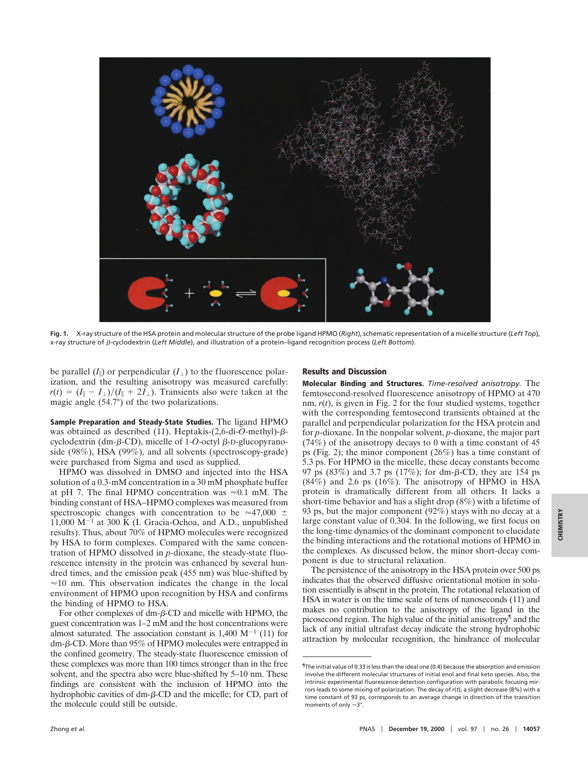Fig. 1. X-ray structure of the HSA protein and molecular structure of the probe ligand HPMO (*Right*), schematic representation of a micelle structure (*Left Top*), x-ray structure of β-cyclodextrin (*Left Middle*), and illustration of a protein–ligand recognition process (*Left Bottom*).

be parallel ($I_{\parallel}$) or perpendicular ($I_{\perp}$) to the fluorescence polarization, and the resulting anisotropy was measured carefully: $r(t) = (I_{\parallel} - I_{\perp})/(I_{\parallel} + 2I_{\perp})$. Transients also were taken at the magic angle (54.7°) of the two polarizations.

**Sample Preparation and Steady-State Studies.** The ligand HPMO was obtained as described (11). Heptakis-(2,6-di-*O*-methyl)-β-cyclodextrin (dm-β-CD), micelle of 1-*O*-octyl β-D-glucopyranoside (98%), HSA (99%), and all solvents (spectroscopy-grade) were purchased from Sigma and used as supplied.

HPMO was dissolved in DMSO and injected into the HSA solution of a 0.3-mM concentration in a 30 mM phosphate buffer at pH 7. The final HPMO concentration was ≈0.1 mM. The binding constant of HSA–HPMO complexes was measured from spectroscopic changes with concentration to be ≈47,000 ± 11,000 $M^{-1}$ at 300 K (I. Gracia-Ochoa, and A.D., unpublished results). Thus, about 70% of HPMO molecules were recognized by HSA to form complexes. Compared with the same concentration of HPMO dissolved in *p*-dioxane, the steady-state fluorescence intensity in the protein was enhanced by several hundred times, and the emission peak (455 nm) was blue-shifted by ≈10 nm. This observation indicates the change in the local environment of HPMO upon recognition by HSA and confirms the binding of HPMO to HSA.

For other complexes of dm-β-CD and micelle with HPMO, the guest concentration was 1–2 mM and the host concentrations were almost saturated. The association constant is 1,400 $M^{-1}$ (11) for dm-β-CD. More than 95% of HPMO molecules were entrapped in the confined geometry. The steady-state fluorescence emission of these complexes was more than 100 times stronger than in the free solvent, and the spectra also were blue-shifted by 5–10 nm. These findings are consistent with the inclusion of HPMO into the hydrophobic cavities of dm-β-CD and the micelle; for CD, part of the molecule could still be outside.

## Results and Discussion

**Molecular Binding and Structures.** *Time-resolved anisotropy.* The femtosecond-resolved fluorescence anisotropy of HPMO at 470 nm, $r(t)$, is given in Fig. 2 for the four studied systems, together with the corresponding femtosecond transients obtained at the parallel and perpendicular polarization for the HSA protein and for *p*-dioxane. In the nonpolar solvent, *p*-dioxane, the major part (74%) of the anisotropy decays to 0 with a time constant of 45 ps (Fig. 2); the minor component (26%) has a time constant of 5.3 ps. For HPMO in the micelle, these decay constants become 97 ps (83%) and 3.7 ps (17%); for dm-β-CD, they are 154 ps (84%) and 2.6 ps (16%). The anisotropy of HPMO in HSA protein is dramatically different from all others. It lacks a short-time behavior and has a slight drop (8%) with a lifetime of 93 ps, but the major component (92%) stays with no decay at a large constant value of 0.304. In the following, we first focus on the long-time dynamics of the dominant component to elucidate the binding interactions and the rotational motions of HPMO in the complexes. As discussed below, the minor short-decay component is due to structural relaxation.

The persistence of the anisotropy in the HSA protein over 500 ps indicates that the observed diffusive orientational motion in solution essentially is absent in the protein. The rotational relaxation of HSA in water is on the time scale of tens of nanoseconds (11) and makes no contribution to the anisotropy of the ligand in the picosecond region. The high value of the initial anisotropy[¶] and the lack of any initial ultrafast decay indicate the strong hydrophobic attraction by molecular recognition, the hindrance of molecular

[¶]The initial value of 0.33 is less than the ideal one (0.4) because the absorption and emission involve the different molecular structures of initial enol and final keto species. Also, the intrinsic experimental fluorescence detection configuration with parabolic focusing mirrors leads to some mixing of polarization. The decay of $r(t)$, a slight decrease (8%) with a time constant of 93 ps, corresponds to an average change in direction of the transition moments of only ≈3°.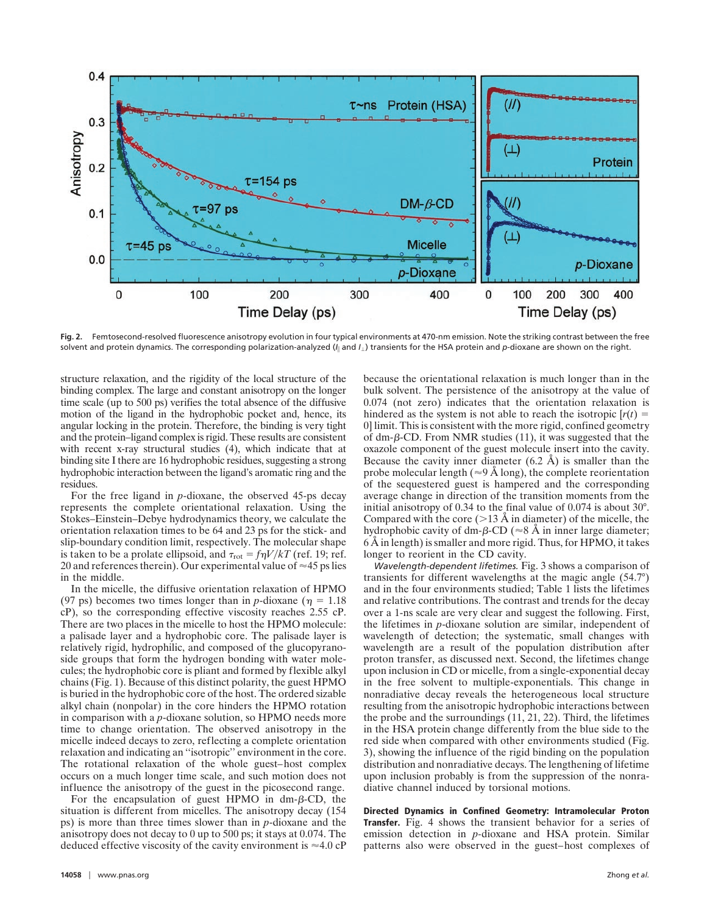**Fig. 2.** Femtosecond-resolved fluorescence anisotropy evolution in four typical environments at 470-nm emission. Note the striking contrast between the free solvent and protein dynamics. The corresponding polarization-analyzed ($I_{\parallel}$ and $I_{\perp}$) transients for the HSA protein and *p*-dioxane are shown on the right.

structure relaxation, and the rigidity of the local structure of the binding complex. The large and constant anisotropy on the longer time scale (up to 500 ps) verifies the total absence of the diffusive motion of the ligand in the hydrophobic pocket and, hence, its angular locking in the protein. Therefore, the binding is very tight and the protein–ligand complex is rigid. These results are consistent with recent x-ray structural studies (4), which indicate that at binding site I there are 16 hydrophobic residues, suggesting a strong hydrophobic interaction between the ligand's aromatic ring and the residues.

For the free ligand in *p*-dioxane, the observed 45-ps decay represents the complete orientational relaxation. Using the Stokes–Einstein–Debye hydrodynamics theory, we calculate the orientation relaxation times to be 64 and 23 ps for the stick- and slip-boundary condition limit, respectively. The molecular shape is taken to be a prolate ellipsoid, and $\tau_{rot} = f\eta V/kT$ (ref. 19; ref. 20 and references therein). Our experimental value of ≈45 ps lies in the middle.

In the micelle, the diffusive orientation relaxation of HPMO (97 ps) becomes two times longer than in *p*-dioxane ($\eta$ = 1.18 cP), so the corresponding effective viscosity reaches 2.55 cP. There are two places in the micelle to host the HPMO molecule: a palisade layer and a hydrophobic core. The palisade layer is relatively rigid, hydrophilic, and composed of the glucopyranoside groups that form the hydrogen bonding with water molecules; the hydrophobic core is pliant and formed by flexible alkyl chains (Fig. 1). Because of this distinct polarity, the guest HPMO is buried in the hydrophobic core of the host. The ordered sizable alkyl chain (nonpolar) in the core hinders the HPMO rotation in comparison with a *p*-dioxane solution, so HPMO needs more time to change orientation. The observed anisotropy in the micelle indeed decays to zero, reflecting a complete orientation relaxation and indicating an "isotropic" environment in the core. The rotational relaxation of the whole guest–host complex occurs on a much longer time scale, and such motion does not influence the anisotropy of the guest in the picosecond range.

For the encapsulation of guest HPMO in dm-β-CD, the situation is different from micelles. The anisotropy decay (154 ps) is more than three times slower than in *p*-dioxane and the anisotropy does not decay to 0 up to 500 ps; it stays at 0.074. The deduced effective viscosity of the cavity environment is ≈4.0 cP because the orientational relaxation is much longer than in the bulk solvent. The persistence of the anisotropy at the value of 0.074 (not zero) indicates that the orientation relaxation is hindered as the system is not able to reach the isotropic [$r(t)$ = 0] limit. This is consistent with the more rigid, confined geometry of dm-β-CD. From NMR studies (11), it was suggested that the oxazole component of the guest molecule insert into the cavity. Because the cavity inner diameter (6.2 Å) is smaller than the probe molecular length (≈9 Å long), the complete reorientation of the sequestered guest is hampered and the corresponding average change in direction of the transition moments from the initial anisotropy of 0.34 to the final value of 0.074 is about 30°. Compared with the core (>13 Å in diameter) of the micelle, the hydrophobic cavity of dm-β-CD (≈8 Å in inner large diameter; 6 Å in length) is smaller and more rigid. Thus, for HPMO, it takes longer to reorient in the CD cavity.

*Wavelength-dependent lifetimes.* Fig. 3 shows a comparison of transients for different wavelengths at the magic angle (54.7°) and in the four environments studied; Table 1 lists the lifetimes and relative contributions. The contrast and trends for the decay over a 1-ns scale are very clear and suggest the following. First, the lifetimes in *p*-dioxane solution are similar, independent of wavelength of detection; the systematic, small changes with wavelength are a result of the population distribution after proton transfer, as discussed next. Second, the lifetimes change upon inclusion in CD or micelle, from a single-exponential decay in the free solvent to multiple-exponentials. This change in nonradiative decay reveals the heterogeneous local structure resulting from the anisotropic hydrophobic interactions between the probe and the surroundings (11, 21, 22). Third, the lifetimes in the HSA protein change differently from the blue side to the red side when compared with other environments studied (Fig. 3), showing the influence of the rigid binding on the population distribution and nonradiative decays. The lengthening of lifetime upon inclusion probably is from the suppression of the nonradiative channel induced by torsional motions.

**Directed Dynamics in Confined Geometry: Intramolecular Proton Transfer.** Fig. 4 shows the transient behavior for a series of emission detection in *p*-dioxane and HSA protein. Similar patterns also were observed in the guest–host complexes of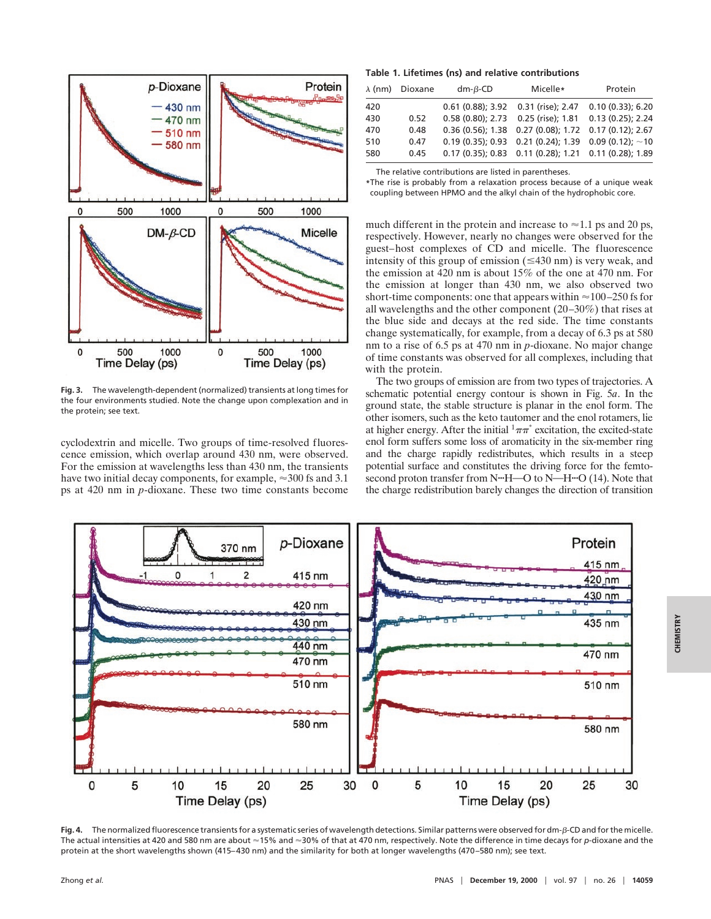Fig. 3. The wavelength-dependent (normalized) transients at long times for the four environments studied. Note the change upon complexation and in the protein; see text.

cyclodextrin and micelle. Two groups of time-resolved fluorescence emission, which overlap around 430 nm, were observed. For the emission at wavelengths less than 430 nm, the transients have two initial decay components, for example, ≈300 fs and 3.1 ps at 420 nm in *p*-dioxane. These two time constants become

**Table 1. Lifetimes (ns) and relative contributions**

| λ (nm) | Dioxane | dm-β-CD | Micelle* | Protein |
|---|---|---|---|---|
| 420 | | 0.61 (0.88); 3.92 | 0.31 (rise); 2.47 | 0.10 (0.33); 6.20 |
| 430 | 0.52 | 0.58 (0.80); 2.73 | 0.25 (rise); 1.81 | 0.13 (0.25); 2.24 |
| 470 | 0.48 | 0.36 (0.56); 1.38 | 0.27 (0.08); 1.72 | 0.17 (0.12); 2.67 |
| 510 | 0.47 | 0.19 (0.35); 0.93 | 0.21 (0.24); 1.39 | 0.09 (0.12); ~10 |
| 580 | 0.45 | 0.17 (0.35); 0.83 | 0.11 (0.28); 1.21 | 0.11 (0.28); 1.89 |

The relative contributions are listed in parentheses.

*The rise is probably from a relaxation process because of a unique weak coupling between HPMO and the alkyl chain of the hydrophobic core.

much different in the protein and increase to ≈1.1 ps and 20 ps, respectively. However, nearly no changes were observed for the guest–host complexes of CD and micelle. The fluorescence intensity of this group of emission (≤430 nm) is very weak, and the emission at 420 nm is about 15% of the one at 470 nm. For the emission at longer than 430 nm, we also observed two short-time components: one that appears within ≈100–250 fs for all wavelengths and the other component (20–30%) that rises at the blue side and decays at the red side. The time constants change systematically, for example, from a decay of 6.3 ps at 580 nm to a rise of 6.5 ps at 470 nm in *p*-dioxane. No major change of time constants was observed for all complexes, including that with the protein.

The two groups of emission are from two types of trajectories. A schematic potential energy contour is shown in Fig. 5*a*. In the ground state, the stable structure is planar in the enol form. The other isomers, such as the keto tautomer and the enol rotamers, lie at higher energy. After the initial $^1\pi\pi^*$ excitation, the excited-state enol form suffers some loss of aromaticity in the six-member ring and the charge rapidly redistributes, which results in a steep potential surface and constitutes the driving force for the femtosecond proton transfer from N···H—O to N—H···O (14). Note that the charge redistribution barely changes the direction of transition

Fig. 4. The normalized fluorescence transients for a systematic series of wavelength detections. Similar patterns were observed for dm-β-CD and for the micelle. The actual intensities at 420 and 580 nm are about ≈15% and ≈30% of that at 470 nm, respectively. Note the difference in time decays for *p*-dioxane and the protein at the short wavelengths shown (415–430 nm) and the similarity for both at longer wavelengths (470–580 nm); see text.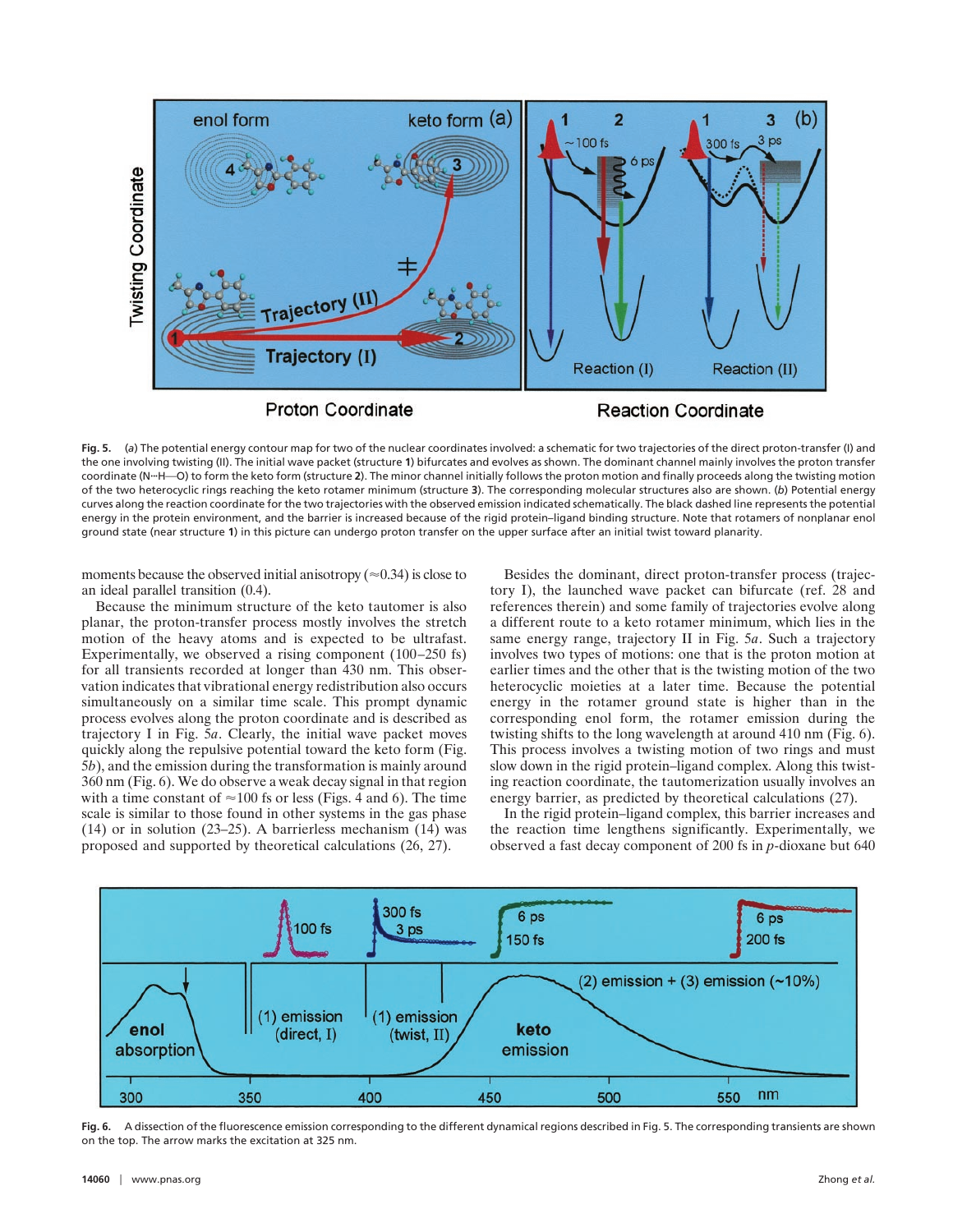Fig. 5. (*a*) The potential energy contour map for two of the nuclear coordinates involved: a schematic for two trajectories of the direct proton-transfer (I) and the one involving twisting (II). The initial wave packet (structure **1**) bifurcates and evolves as shown. The dominant channel mainly involves the proton transfer coordinate (N···H—O) to form the keto form (structure **2**). The minor channel initially follows the proton motion and finally proceeds along the twisting motion of the two heterocyclic rings reaching the keto rotamer minimum (structure **3**). The corresponding molecular structures also are shown. (*b*) Potential energy curves along the reaction coordinate for the two trajectories with the observed emission indicated schematically. The black dashed line represents the potential energy in the protein environment, and the barrier is increased because of the rigid protein–ligand binding structure. Note that rotamers of nonplanar enol ground state (near structure **1**) in this picture can undergo proton transfer on the upper surface after an initial twist toward planarity.

moments because the observed initial anisotropy (≈0.34) is close to an ideal parallel transition (0.4).

Because the minimum structure of the keto tautomer is also planar, the proton-transfer process mostly involves the stretch motion of the heavy atoms and is expected to be ultrafast. Experimentally, we observed a rising component (100–250 fs) for all transients recorded at longer than 430 nm. This observation indicates that vibrational energy redistribution also occurs simultaneously on a similar time scale. This prompt dynamic process evolves along the proton coordinate and is described as trajectory I in Fig. 5*a*. Clearly, the initial wave packet moves quickly along the repulsive potential toward the keto form (Fig. 5*b*), and the emission during the transformation is mainly around 360 nm (Fig. 6). We do observe a weak decay signal in that region with a time constant of ≈100 fs or less (Figs. 4 and 6). The time scale is similar to those found in other systems in the gas phase (14) or in solution (23–25). A barrierless mechanism (14) was proposed and supported by theoretical calculations (26, 27).

Besides the dominant, direct proton-transfer process (trajectory I), the launched wave packet can bifurcate (ref. 28 and references therein) and some family of trajectories evolve along a different route to a keto rotamer minimum, which lies in the same energy range, trajectory II in Fig. 5*a*. Such a trajectory involves two types of motions: one that is the proton motion at earlier times and the other that is the twisting motion of the two heterocyclic moieties at a later time. Because the potential energy in the rotamer ground state is higher than in the corresponding enol form, the rotamer emission during the twisting shifts to the long wavelength at around 410 nm (Fig. 6). This process involves a twisting motion of two rings and must slow down in the rigid protein–ligand complex. Along this twisting reaction coordinate, the tautomerization usually involves an energy barrier, as predicted by theoretical calculations (27).

In the rigid protein–ligand complex, this barrier increases and the reaction time lengthens significantly. Experimentally, we observed a fast decay component of 200 fs in *p*-dioxane but 640

Fig. 6. A dissection of the fluorescence emission corresponding to the different dynamical regions described in Fig. 5. The corresponding transients are shown on the top. The arrow marks the excitation at 325 nm.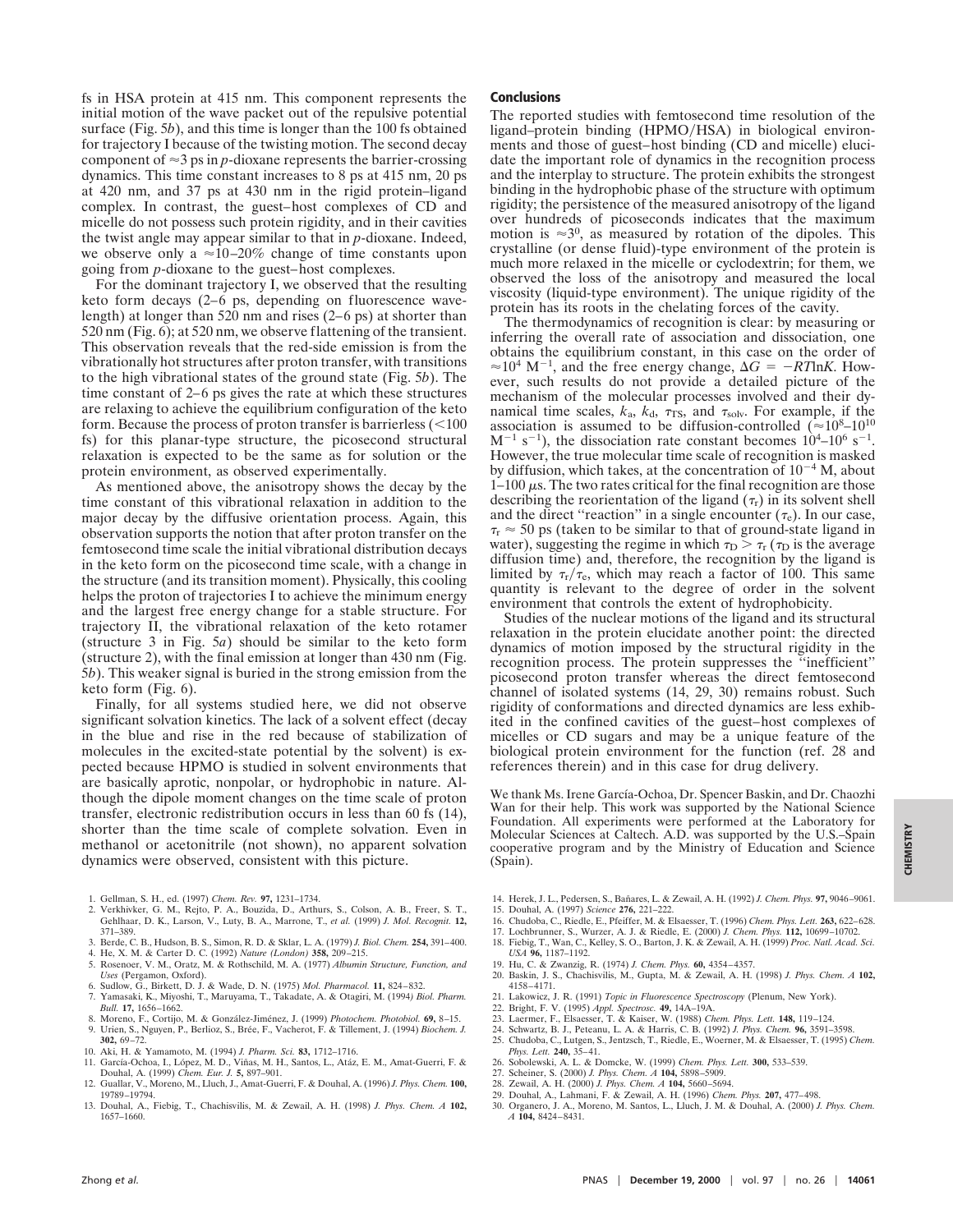fs in HSA protein at 415 nm. This component represents the initial motion of the wave packet out of the repulsive potential surface (Fig. 5*b*), and this time is longer than the 100 fs obtained for trajectory I because of the twisting motion. The second decay component of ≈3 ps in *p*-dioxane represents the barrier-crossing dynamics. This time constant increases to 8 ps at 415 nm, 20 ps at 420 nm, and 37 ps at 430 nm in the rigid protein–ligand complex. In contrast, the guest–host complexes of CD and micelle do not possess such protein rigidity, and in their cavities the twist angle may appear similar to that in *p*-dioxane. Indeed, we observe only a ≈10–20% change of time constants upon going from *p*-dioxane to the guest–host complexes.

For the dominant trajectory I, we observed that the resulting keto form decays (2–6 ps, depending on fluorescence wavelength) at longer than 520 nm and rises (2–6 ps) at shorter than 520 nm (Fig. 6); at 520 nm, we observe flattening of the transient. This observation reveals that the red-side emission is from the vibrationally hot structures after proton transfer, with transitions to the high vibrational states of the ground state (Fig. 5*b*). The time constant of 2–6 ps gives the rate at which these structures are relaxing to achieve the equilibrium configuration of the keto form. Because the process of proton transfer is barrierless (<100 fs) for this planar-type structure, the picosecond structural relaxation is expected to be the same as for solution or the protein environment, as observed experimentally.

As mentioned above, the anisotropy shows the decay by the time constant of this vibrational relaxation in addition to the major decay by the diffusive orientation process. Again, this observation supports the notion that after proton transfer on the femtosecond time scale the initial vibrational distribution decays in the keto form on the picosecond time scale, with a change in the structure (and its transition moment). Physically, this cooling helps the proton of trajectories I to achieve the minimum energy and the largest free energy change for a stable structure. For trajectory II, the vibrational relaxation of the keto rotamer (structure 3 in Fig. 5*a*) should be similar to the keto form (structure 2), with the final emission at longer than 430 nm (Fig. 5*b*). This weaker signal is buried in the strong emission from the keto form (Fig. 6).

Finally, for all systems studied here, we did not observe significant solvation kinetics. The lack of a solvent effect (decay in the blue and rise in the red because of stabilization of molecules in the excited-state potential by the solvent) is expected because HPMO is studied in solvent environments that are basically aprotic, nonpolar, or hydrophobic in nature. Although the dipole moment changes on the time scale of proton transfer, electronic redistribution occurs in less than 60 fs (14), shorter than the time scale of complete solvation. Even in methanol or acetonitrile (not shown), no apparent solvation dynamics were observed, consistent with this picture.

## Conclusions

The reported studies with femtosecond time resolution of the ligand–protein binding (HPMO/HSA) in biological environments and those of guest–host binding (CD and micelle) elucidate the important role of dynamics in the recognition process and the interplay to structure. The protein exhibits the strongest binding in the hydrophobic phase of the structure with optimum rigidity; the persistence of the measured anisotropy of the ligand over hundreds of picoseconds indicates that the maximum motion is ≈3$^0$, as measured by rotation of the dipoles. This crystalline (or dense fluid)-type environment of the protein is much more relaxed in the micelle or cyclodextrin; for them, we observed the loss of the anisotropy and measured the local viscosity (liquid-type environment). The unique rigidity of the protein has its roots in the chelating forces of the cavity.

The thermodynamics of recognition is clear: by measuring or inferring the overall rate of association and dissociation, one obtains the equilibrium constant, in this case on the order of $\approx 10^4\ M^{-1}$, and the free energy change, $\Delta G = -RT\ln K$. However, such results do not provide a detailed picture of the mechanism of the molecular processes involved and their dynamical time scales, $k_a$, $k_d$, $\tau_{TS}$, and $\tau_{solv}$. For example, if the association is assumed to be diffusion-controlled ($\approx 10^8$–$10^{10}$ $M^{-1}\ s^{-1}$), the dissociation rate constant becomes $10^4$–$10^6\ s^{-1}$. However, the true molecular time scale of recognition is masked by diffusion, which takes, at the concentration of $10^{-4}$ M, about 1–100 $\mu$s. The two rates critical for the final recognition are those describing the reorientation of the ligand ($\tau_r$) in its solvent shell and the direct "reaction" in a single encounter ($\tau_e$). In our case, $\tau_r \approx 50$ ps (taken to be similar to that of ground-state ligand in water), suggesting the regime in which $\tau_D > \tau_r$ ($\tau_D$ is the average diffusion time) and, therefore, the recognition by the ligand is limited by $\tau_r/\tau_e$, which may reach a factor of 100. This same quantity is relevant to the degree of order in the solvent environment that controls the extent of hydrophobicity.

Studies of the nuclear motions of the ligand and its structural relaxation in the protein elucidate another point: the directed dynamics of motion imposed by the structural rigidity in the recognition process. The protein suppresses the "inefficient" picosecond proton transfer whereas the direct femtosecond channel of isolated systems (14, 29, 30) remains robust. Such rigidity of conformations and directed dynamics are less exhibited in the confined cavities of the guest–host complexes of micelles or CD sugars and may be a unique feature of the biological protein environment for the function (ref. 28 and references therein) and in this case for drug delivery.

We thank Ms. Irene García-Ochoa, Dr. Spencer Baskin, and Dr. Chaozhi Wan for their help. This work was supported by the National Science Foundation. All experiments were performed at the Laboratory for Molecular Sciences at Caltech. A.D. was supported by the U.S.–Spain cooperative program and by the Ministry of Education and Science (Spain).

1. Gellman, S. H., ed. (1997) *Chem. Rev.* **97,** 1231–1734.
2. Verkhivker, G. M., Rejto, P. A., Bouzida, D., Arthurs, S., Colson, A. B., Freer, S. T., Gehlhaar, D. K., Larson, V., Luty, B. A., Marrone, T., *et al.* (1999) *J. Mol. Recognit.* **12,** 371–389.
3. Berde, C. B., Hudson, B. S., Simon, R. D. & Sklar, L. A. (1979) *J. Biol. Chem.* **254,** 391–400.
4. He, X. M. & Carter D. C. (1992) *Nature (London)* **358,** 209–215.
5. Rosenoer, V. M., Oratz, M. & Rothschild, M. A. (1977) *Albumin Structure, Function, and Uses* (Pergamon, Oxford).
6. Sudlow, G., Birkett, D. J. & Wade, D. N. (1975) *Mol. Pharmacol.* **11,** 824–832.
7. Yamasaki, K., Miyoshi, T., Maruyama, T., Takadate, A. & Otagiri, M. (1994) *Biol. Pharm. Bull.* **17,** 1656–1662.
8. Moreno, F., Cortijo, M. & González-Jiménez, J. (1999) *Photochem. Photobiol.* **69,** 8–15.
9. Urien, S., Nguyen, P., Berlioz, S., Brée, F., Vacherot, F. & Tillement, J. (1994) *Biochem. J.* **302,** 69–72.
10. Aki, H. & Yamamoto, M. (1994) *J. Pharm. Sci.* **83,** 1712–1716.
11. García-Ochoa, I., López, M. D., Viñas, M. H., Santos, L., Atáz, E. M., Amat-Guerri, F. & Douhal, A. (1999) *Chem. Eur. J.* **5,** 897–901.
12. Guallar, V., Moreno, M., Lluch, J., Amat-Guerri, F. & Douhal, A. (1996) *J. Phys. Chem.* **100,** 19789–19794.
13. Douhal, A., Fiebig, T., Chachisvilis, M. & Zewail, A. H. (1998) *J. Phys. Chem. A* **102,** 1657–1660.
14. Herek, J. L., Pedersen, S., Bañares, L. & Zewail, A. H. (1992) *J. Chem. Phys.* **97,** 9046–9061.
15. Douhal, A. (1997) *Science* **276,** 221–222.
16. Chudoba, C., Riedle, E., Pfeiffer, M. & Elsaesser, T. (1996) *Chem. Phys. Lett.* **263,** 622–628.
17. Lochbrunner, S., Wurzer, A. J. & Riedle, E. (2000) *J. Chem. Phys.* **112,** 10699–10702.
18. Fiebig, T., Wan, C., Kelley, S. O., Barton, J. K. & Zewail, A. H. (1999) *Proc. Natl. Acad. Sci. USA* **96,** 1187–1192.
19. Hu, C. & Zwanzig, R. (1974) *J. Chem. Phys.* **60,** 4354–4357.
20. Baskin, J. S., Chachisvilis, M., Gupta, M. & Zewail, A. H. (1998) *J. Phys. Chem. A* **102,** 4158–4171.
21. Lakowicz, J. R. (1991) *Topic in Fluorescence Spectroscopy* (Plenum, New York).
22. Bright, F. V. (1995) *Appl. Spectrosc.* **49,** 14A–19A.
23. Laermer, F., Elsaesser, T. & Kaiser, W. (1988) *Chem. Phys. Lett.* **148,** 119–124.
24. Schwartz, B. J., Peteanu, L. A. & Harris, C. B. (1992) *J. Phys. Chem.* **96,** 3591–3598.
25. Chudoba, C., Lutgen, S., Jentzsch, T., Riedle, E., Woerner, M. & Elsaesser, T. (1995) *Chem. Phys. Lett.* **240,** 35–41.
26. Sobolewski, A. L. & Domcke, W. (1999) *Chem. Phys. Lett.* **300,** 533–539.
27. Scheiner, S. (2000) *J. Phys. Chem. A* **104,** 5898–5909.
28. Zewail, A. H. (2000) *J. Phys. Chem. A* **104,** 5660–5694.
29. Douhal, A., Lahmani, F. & Zewail, A. H. (1996) *Chem. Phys.* **207,** 477–498.
30. Organero, J. A., Moreno, M., Santos, L., Lluch, J. M. & Douhal, A. (2000) *J. Phys. Chem. A* **104,** 8424–8431.